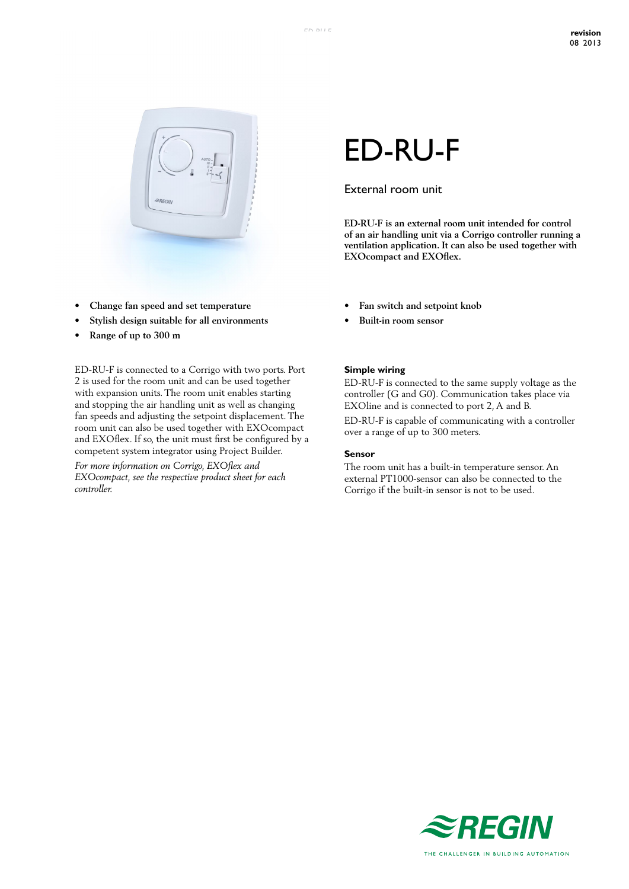# ED-RU-F

## External room unit

**ED-RU-F is an external room unit intended for control of an air handling unit via a Corrigo controller running a ventilation application. It can also be used together with EXOcompact and EXOflex.**

- **Change fan speed and set temperature**
- **Stylish design suitable for all environments**
- **Range of up to 300 m**
- **Fan switch and setpoint knob**
- **Built-in room sensor**

ED-RU-F is connected to a Corrigo with two ports. Port 2 is used for the room unit and can be used together with expansion units. The room unit enables starting and stopping the air handling unit as well as changing fan speeds and adjusting the setpoint displacement. The room unit can also be used together with EXOcompact and EXOflex. If so, the unit must first be configured by a competent system integrator using Project Builder.

*For more information on Corrigo, EXOflex and EXOcompact, see the respective product sheet for each controller.*

### Simple wiring

ED-RU-F is connected to the same supply voltage as the controller (G and G0). Communication takes place via EXOline and is connected to port 2, A and B.

ED-RU-F is capable of communicating with a controller over a range of up to 300 meters.

### Sensor

The room unit has a built-in temperature sensor. An external PT1000-sensor can also be connected to the Corrigo if the built-in sensor is not to be used.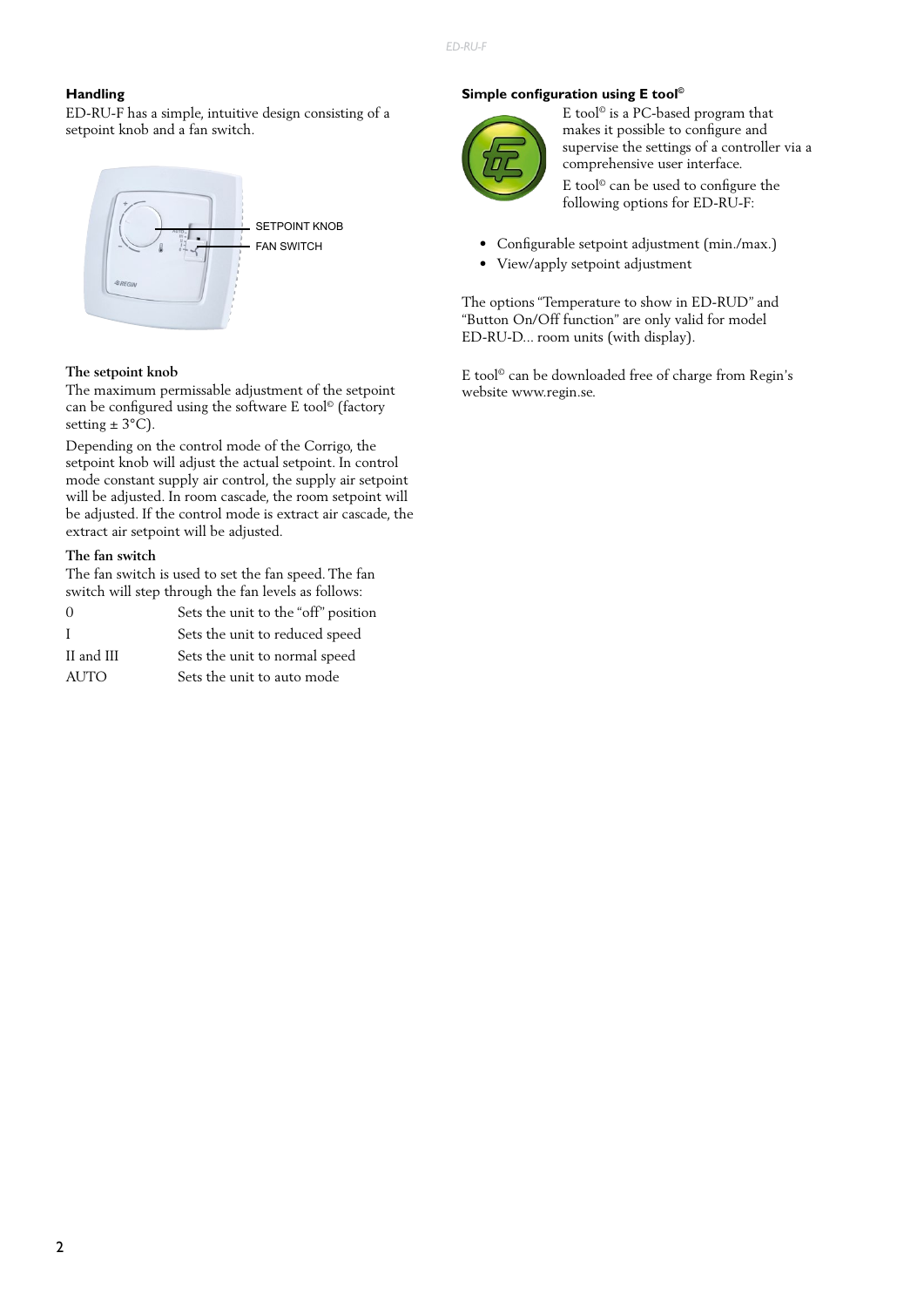## Handling

ED-RU-F has a simple, intuitive design consisting of a setpoint knob and a fan switch.

SETPOINT KNOB

FAN SWITCH

### The setpoint knob

The maximum permissable adjustment of the setpoint can be configured using the software E tool© (factory setting ± 3°C).

Depending on the control mode of the Corrigo, the setpoint knob will adjust the actual setpoint. In control mode constant supply air control, the supply air setpoint will be adjusted. In room cascade, the room setpoint will be adjusted. If the control mode is extract air cascade, the extract air setpoint will be adjusted.

### The fan switch

The fan switch is used to set the fan speed. The fan switch will step through the fan levels as follows:

| | |
|---|---|
| 0 | Sets the unit to the "off" position |
| I | Sets the unit to reduced speed |
| II and III | Sets the unit to normal speed |
| AUTO | Sets the unit to auto mode |

## Simple configuration using E tool©

E tool© is a PC-based program that makes it possible to configure and supervise the settings of a controller via a comprehensive user interface.

E tool© can be used to configure the following options for ED-RU-F:

- Configurable setpoint adjustment (min./max.)
- View/apply setpoint adjustment

The options "Temperature to show in ED-RUD" and "Button On/Off function" are only valid for model ED-RU-D... room units (with display).

E tool© can be downloaded free of charge from Regin's website www.regin.se.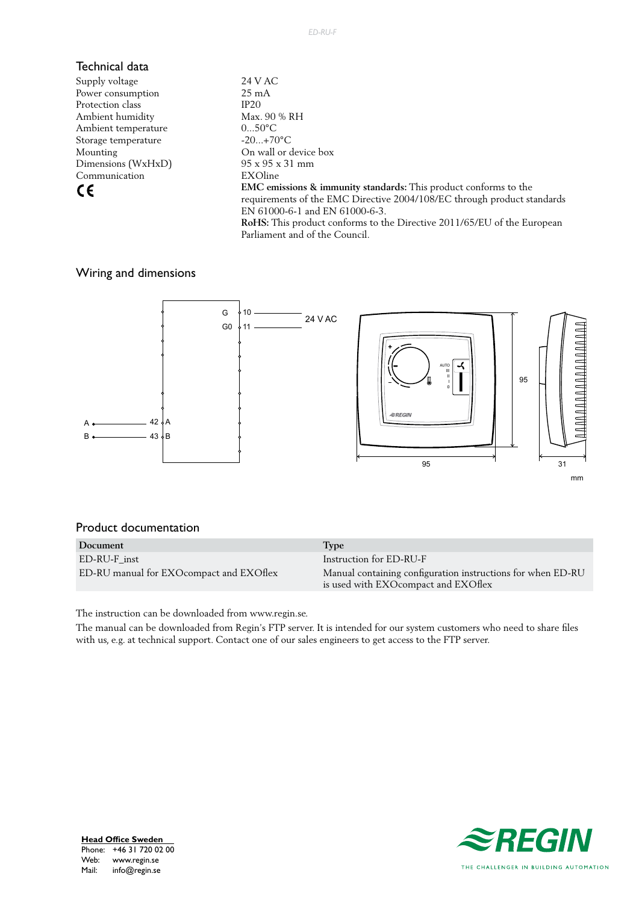## Technical data

| | |
|---|---|
| Supply voltage | 24 V AC |
| Power consumption | 25 mA |
| Protection class | IP20 |
| Ambient humidity | Max. 90 % RH |
| Ambient temperature | 0...50°C |
| Storage temperature | -20...+70°C |
| Mounting | On wall or device box |
| Dimensions (WxHxD) | 95 x 95 x 31 mm |
| Communication | EXOline |
| CE | **EMC emissions & immunity standards:** This product conforms to the requirements of the EMC Directive 2004/108/EC through product standards EN 61000-6-1 and EN 61000-6-3. **RoHS:** This product conforms to the Directive 2011/65/EU of the European Parliament and of the Council. |

## Wiring and dimensions

G 10
G0 11
24 V AC
A 42 A
B 43 B
95
95
31
mm

## Product documentation

| Document | Type |
|---|---|
| ED-RU-F_inst | Instruction for ED-RU-F |
| ED-RU manual for EXOcompact and EXOflex | Manual containing configuration instructions for when ED-RU is used with EXOcompact and EXOflex |

The instruction can be downloaded from www.regin.se.

The manual can be downloaded from Regin's FTP server. It is intended for our system customers who need to share files with us, e.g. at technical support. Contact one of our sales engineers to get access to the FTP server.

**Head Office Sweden**
Phone: +46 31 720 02 00
Web: www.regin.se
Mail: info@regin.se

REGIN
THE CHALLENGER IN BUILDING AUTOMATION